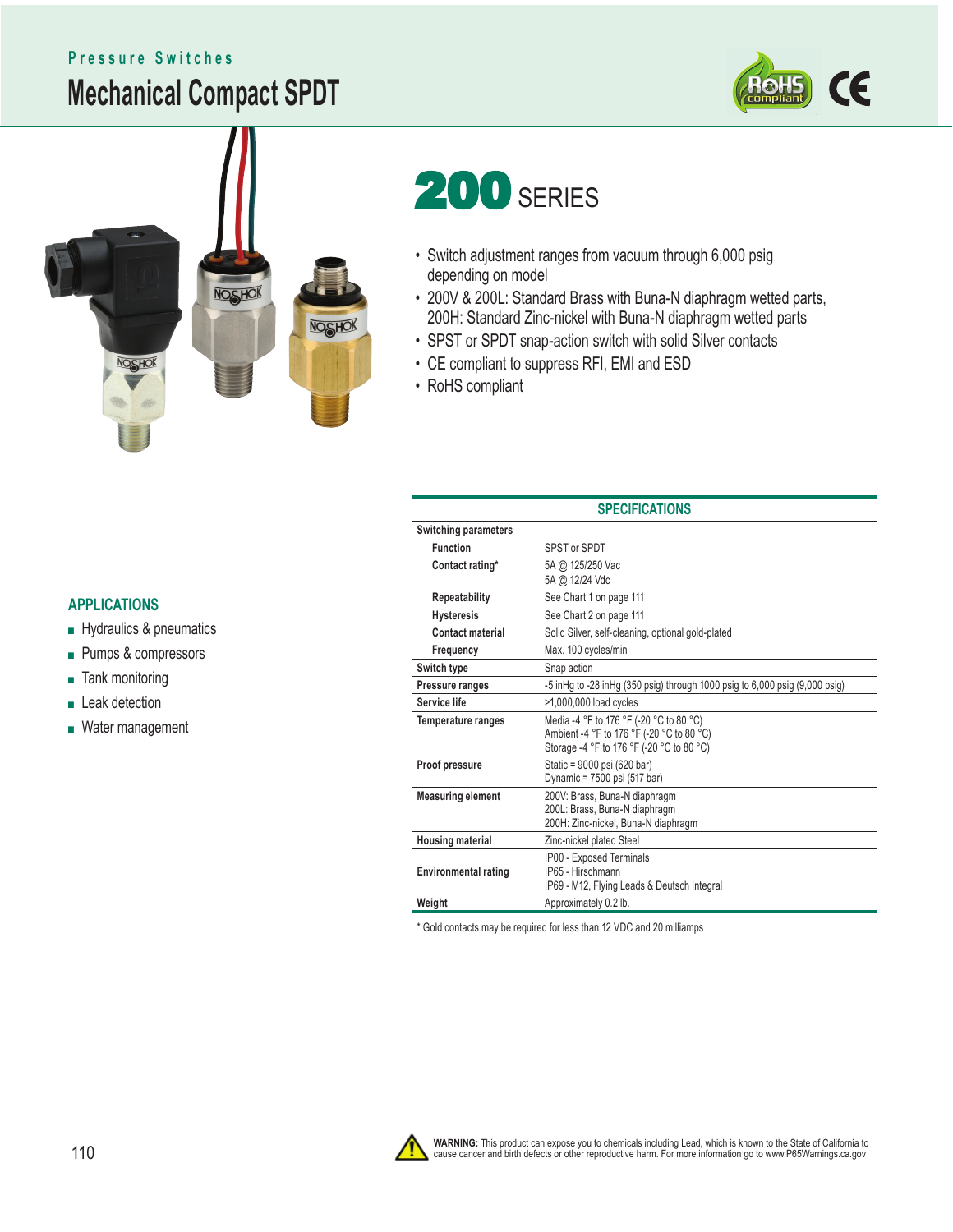Pressure Switches

# Mechanical Compact SPDT

# 200 SERIES

- Switch adjustment ranges from vacuum through 6,000 psig depending on model
- 200V & 200L: Standard Brass with Buna-N diaphragm wetted parts, 200H: Standard Zinc-nickel with Buna-N diaphragm wetted parts
- SPST or SPDT snap-action switch with solid Silver contacts
- CE compliant to suppress RFI, EMI and ESD
- RoHS compliant

## APPLICATIONS

- Hydraulics & pneumatics
- Pumps & compressors
- Tank monitoring
- Leak detection
- Water management

## SPECIFICATIONS

| | |
|---|---|
| **Switching parameters** | |
| **Function** | SPST or SPDT |
| **Contact rating*** | 5A @ 125/250 Vac<br>5A @ 12/24 Vdc |
| **Repeatability** | See Chart 1 on page 111 |
| **Hysteresis** | See Chart 2 on page 111 |
| **Contact material** | Solid Silver, self-cleaning, optional gold-plated |
| **Frequency** | Max. 100 cycles/min |
| **Switch type** | Snap action |
| **Pressure ranges** | -5 inHg to -28 inHg (350 psig) through 1000 psig to 6,000 psig (9,000 psig) |
| **Service life** | >1,000,000 load cycles |
| **Temperature ranges** | Media -4 °F to 176 °F (-20 °C to 80 °C)<br>Ambient -4 °F to 176 °F (-20 °C to 80 °C)<br>Storage -4 °F to 176 °F (-20 °C to 80 °C) |
| **Proof pressure** | Static = 9000 psi (620 bar)<br>Dynamic = 7500 psi (517 bar) |
| **Measuring element** | 200V: Brass, Buna-N diaphragm<br>200L: Brass, Buna-N diaphragm<br>200H: Zinc-nickel, Buna-N diaphragm |
| **Housing material** | Zinc-nickel plated Steel |
| **Environmental rating** | IP00 - Exposed Terminals<br>IP65 - Hirschmann<br>IP69 - M12, Flying Leads & Deutsch Integral |
| **Weight** | Approximately 0.2 lb. |

* Gold contacts may be required for less than 12 VDC and 20 milliamps

**WARNING:** This product can expose you to chemicals including Lead, which is known to the State of California to cause cancer and birth defects or other reproductive harm. For more information go to www.P65Warnings.ca.gov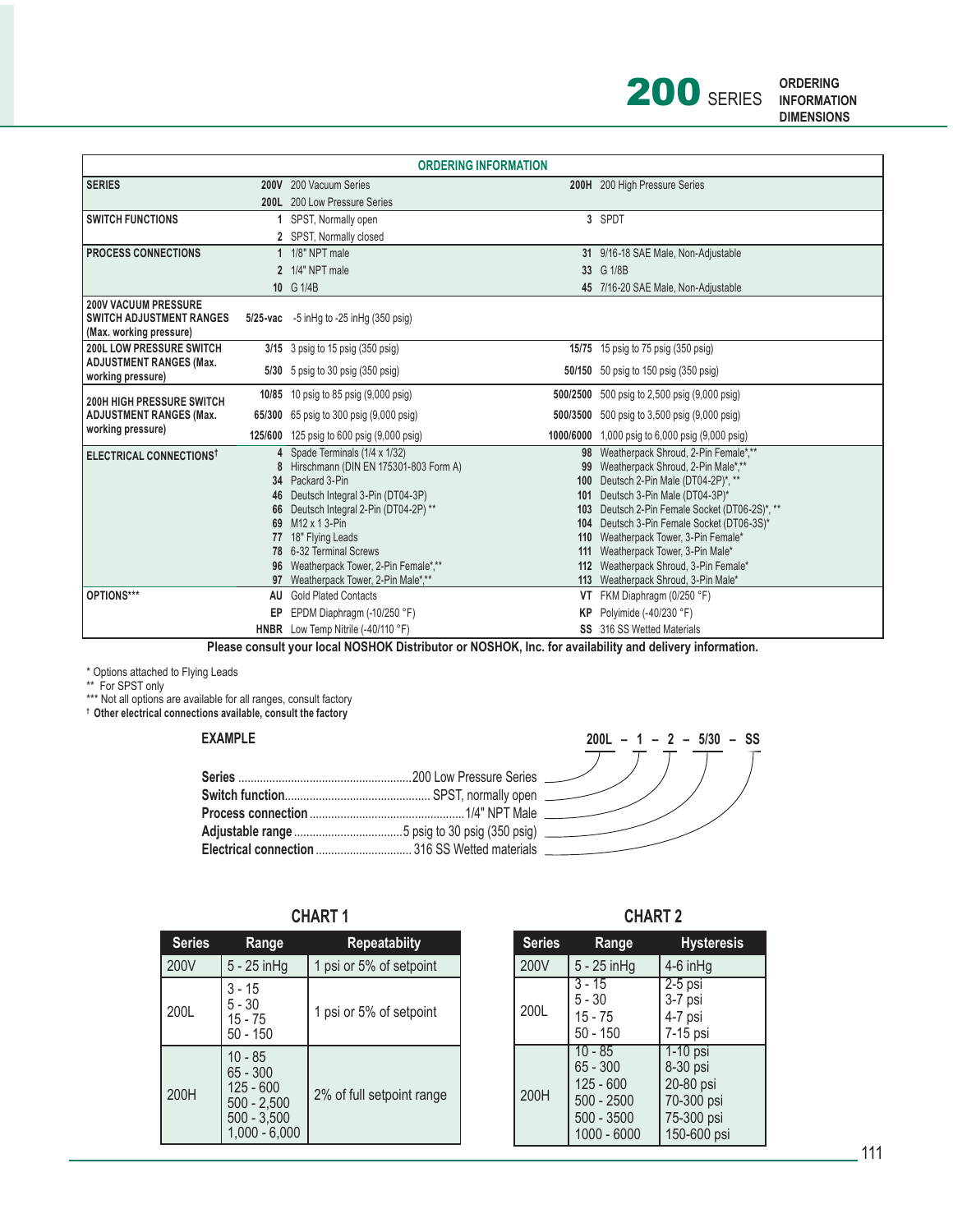# 200 SERIES

ORDERING INFORMATION
DIMENSIONS

## ORDERING INFORMATION

| | | | | |
|---|---|---|---|---|
| **SERIES** | **200V** | 200 Vacuum Series | **200H** | 200 High Pressure Series |
| | **200L** | 200 Low Pressure Series | | |
| **SWITCH FUNCTIONS** | **1** | SPST, Normally open | **3** | SPDT |
| | **2** | SPST, Normally closed | | |
| **PROCESS CONNECTIONS** | **1** | 1/8" NPT male | **31** | 9/16-18 SAE Male, Non-Adjustable |
| | **2** | 1/4" NPT male | **33** | G 1/8B |
| | **10** | G 1/4B | **45** | 7/16-20 SAE Male, Non-Adjustable |
| **200V VACUUM PRESSURE SWITCH ADJUSTMENT RANGES (Max. working pressure)** | **5/25-vac** | -5 inHg to -25 inHg (350 psig) | | |
| **200L LOW PRESSURE SWITCH ADJUSTMENT RANGES (Max. working pressure)** | **3/15** | 3 psig to 15 psig (350 psig) | **15/75** | 15 psig to 75 psig (350 psig) |
| | **5/30** | 5 psig to 30 psig (350 psig) | **50/150** | 50 psig to 150 psig (350 psig) |
| **200H HIGH PRESSURE SWITCH ADJUSTMENT RANGES (Max. working pressure)** | **10/85** | 10 psig to 85 psig (9,000 psig) | **500/2500** | 500 psig to 2,500 psig (9,000 psig) |
| | **65/300** | 65 psig to 300 psig (9,000 psig) | **500/3500** | 500 psig to 3,500 psig (9,000 psig) |
| | **125/600** | 125 psig to 600 psig (9,000 psig) | **1000/6000** | 1,000 psig to 6,000 psig (9,000 psig) |
| **ELECTRICAL CONNECTIONS†** | **4** | Spade Terminals (1/4 x 1/32) | **98** | Weatherpack Shroud, 2-Pin Female*,** |
| | **8** | Hirschmann (DIN EN 175301-803 Form A) | **99** | Weatherpack Shroud, 2-Pin Male*,** |
| | **34** | Packard 3-Pin | **100** | Deutsch 2-Pin Male (DT04-2P)*, ** |
| | **46** | Deutsch Integral 3-Pin (DT04-3P) | **101** | Deutsch 3-Pin Male (DT04-3P)* |
| | **66** | Deutsch Integral 2-Pin (DT04-2P) ** | **103** | Deutsch 2-Pin Female Socket (DT06-2S)*, ** |
| | **69** | M12 x 1 3-Pin | **104** | Deutsch 3-Pin Female Socket (DT06-3S)* |
| | **77** | 18" Flying Leads | **110** | Weatherpack Tower, 3-Pin Female* |
| | **78** | 6-32 Terminal Screws | **111** | Weatherpack Tower, 3-Pin Male* |
| | **96** | Weatherpack Tower, 2-Pin Female*,** | **112** | Weatherpack Shroud, 3-Pin Female* |
| | **97** | Weatherpack Tower, 2-Pin Male*,** | **113** | Weatherpack Shroud, 3-Pin Male* |
| **OPTIONS*** ** | **AU** | Gold Plated Contacts | **VT** | FKM Diaphragm (0/250 °F) |
| | **EP** | EPDM Diaphragm (-10/250 °F) | **KP** | Polyimide (-40/230 °F) |
| | **HNBR** | Low Temp Nitrile (-40/110 °F) | **SS** | 316 SS Wetted Materials |

**Please consult your local NOSHOK Distributor or NOSHOK, Inc. for availability and delivery information.**

\* Options attached to Flying Leads
** For SPST only
*** Not all options are available for all ranges, consult factory
† **Other electrical connections available, consult the factory**

### EXAMPLE

**200L – 1 – 2 – 5/30 – SS**

- **Series** ........ 200 Low Pressure Series
- **Switch function** ........ SPST, normally open
- **Process connection** ........ 1/4" NPT Male
- **Adjustable range** ........ 5 psig to 30 psig (350 psig)
- **Electrical connection** ........ 316 SS Wetted materials

### CHART 1

| Series | Range | Repeatabiity |
|---|---|---|
| 200V | 5 - 25 inHg | 1 psi or 5% of setpoint |
| 200L | 3 - 15<br>5 - 30<br>15 - 75<br>50 - 150 | 1 psi or 5% of setpoint |
| 200H | 10 - 85<br>65 - 300<br>125 - 600<br>500 - 2,500<br>500 - 3,500<br>1,000 - 6,000 | 2% of full setpoint range |

### CHART 2

| Series | Range | Hysteresis |
|---|---|---|
| 200V | 5 - 25 inHg | 4-6 inHg |
| 200L | 3 - 15<br>5 - 30<br>15 - 75<br>50 - 150 | 2-5 psi<br>3-7 psi<br>4-7 psi<br>7-15 psi |
| 200H | 10 - 85<br>65 - 300<br>125 - 600<br>500 - 2500<br>500 - 3500<br>1000 - 6000 | 1-10 psi<br>8-30 psi<br>20-80 psi<br>70-300 psi<br>75-300 psi<br>150-600 psi |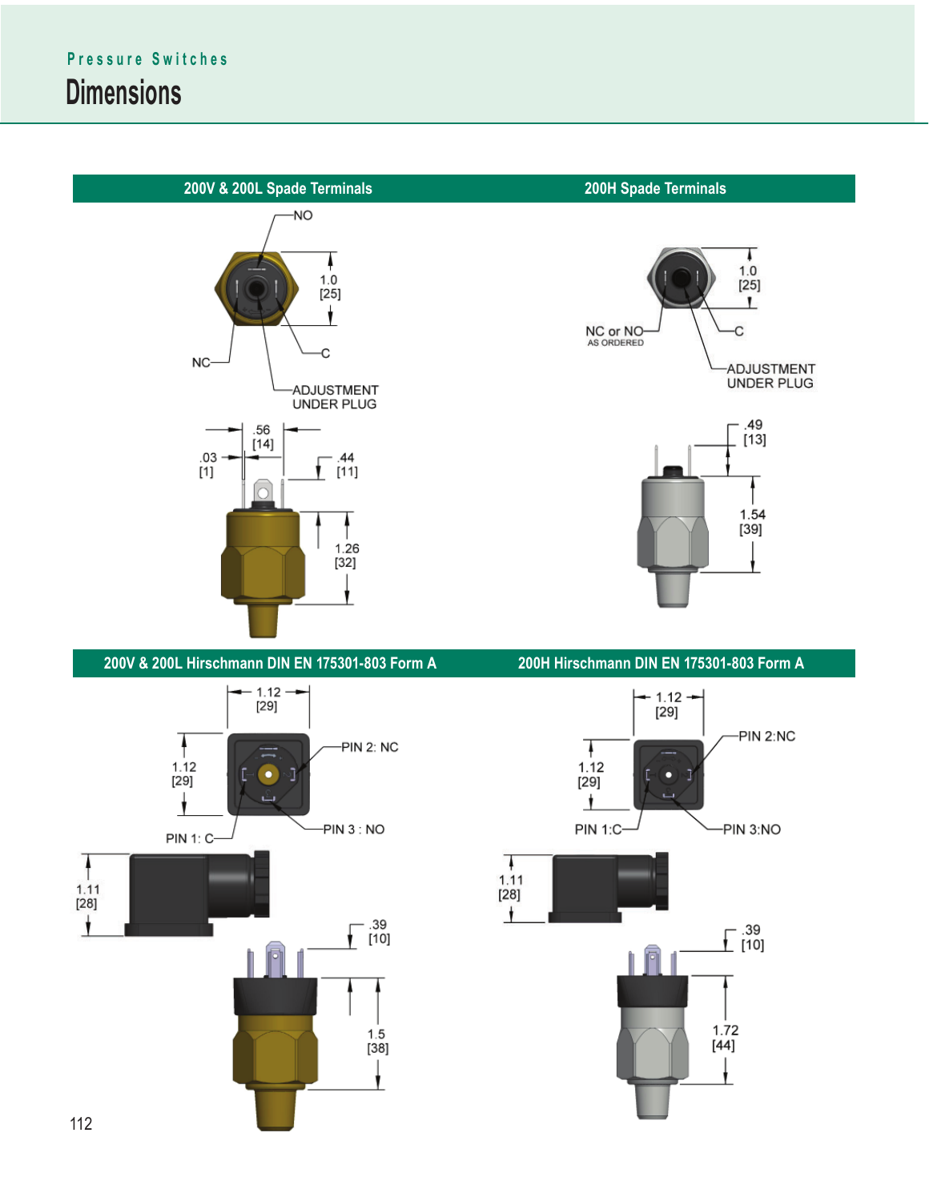Pressure Switches

# Dimensions

## 200V & 200L Spade Terminals

NO

1.0
[25]

NC

C

ADJUSTMENT
UNDER PLUG

.56
[14]

.03
[1]

.44
[11]

1.26
[32]

## 200H Spade Terminals

1.0
[25]

NC or NO
AS ORDERED

C

ADJUSTMENT
UNDER PLUG

.49
[13]

1.54
[39]

## 200V & 200L Hirschmann DIN EN 175301-803 Form A

1.12
[29]

1.12
[29]

PIN 2: NC

PIN 1: C

PIN 3 : NO

1.11
[28]

.39
[10]

1.5
[38]

## 200H Hirschmann DIN EN 175301-803 Form A

1.12
[29]

1.12
[29]

PIN 2:NC

PIN 1:C

PIN 3:NO

1.11
[28]

.39
[10]

1.72
[44]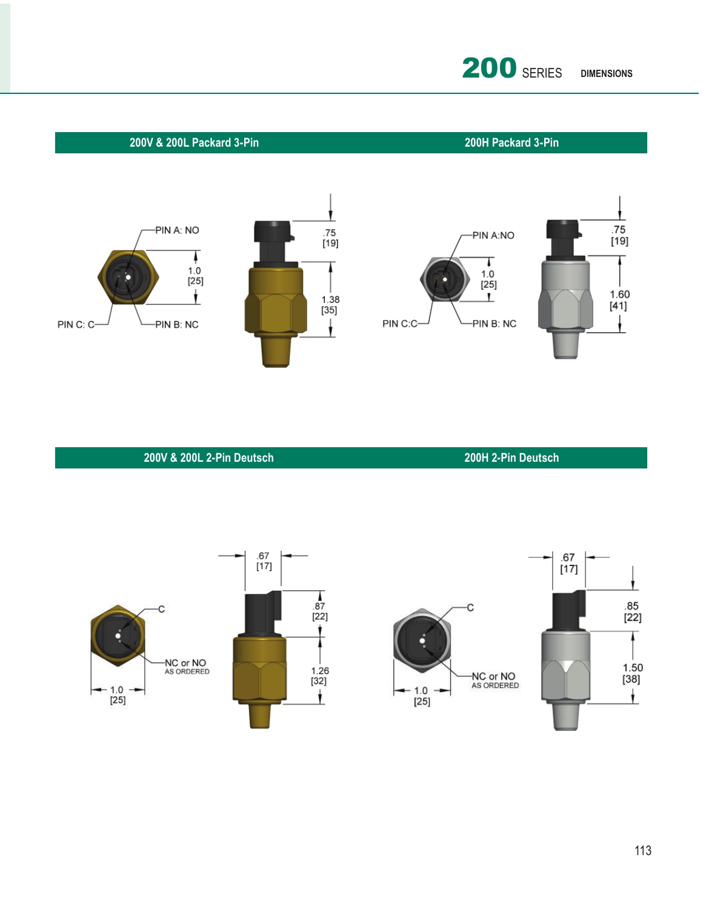# 200 SERIES DIMENSIONS

## 200V & 200L Packard 3-Pin

PIN A: NO

PIN B: NC

PIN C: C

1.0 [25]

.75 [19]

1.38 [35]

## 200H Packard 3-Pin

PIN A:NO

PIN B: NC

PIN C:C

1.0 [25]

.75 [19]

1.60 [41]

## 200V & 200L 2-Pin Deutsch

C

NC or NO AS ORDERED

1.0 [25]

.67 [17]

.87 [22]

1.26 [32]

## 200H 2-Pin Deutsch

C

NC or NO AS ORDERED

1.0 [25]

.67 [17]

.85 [22]

1.50 [38]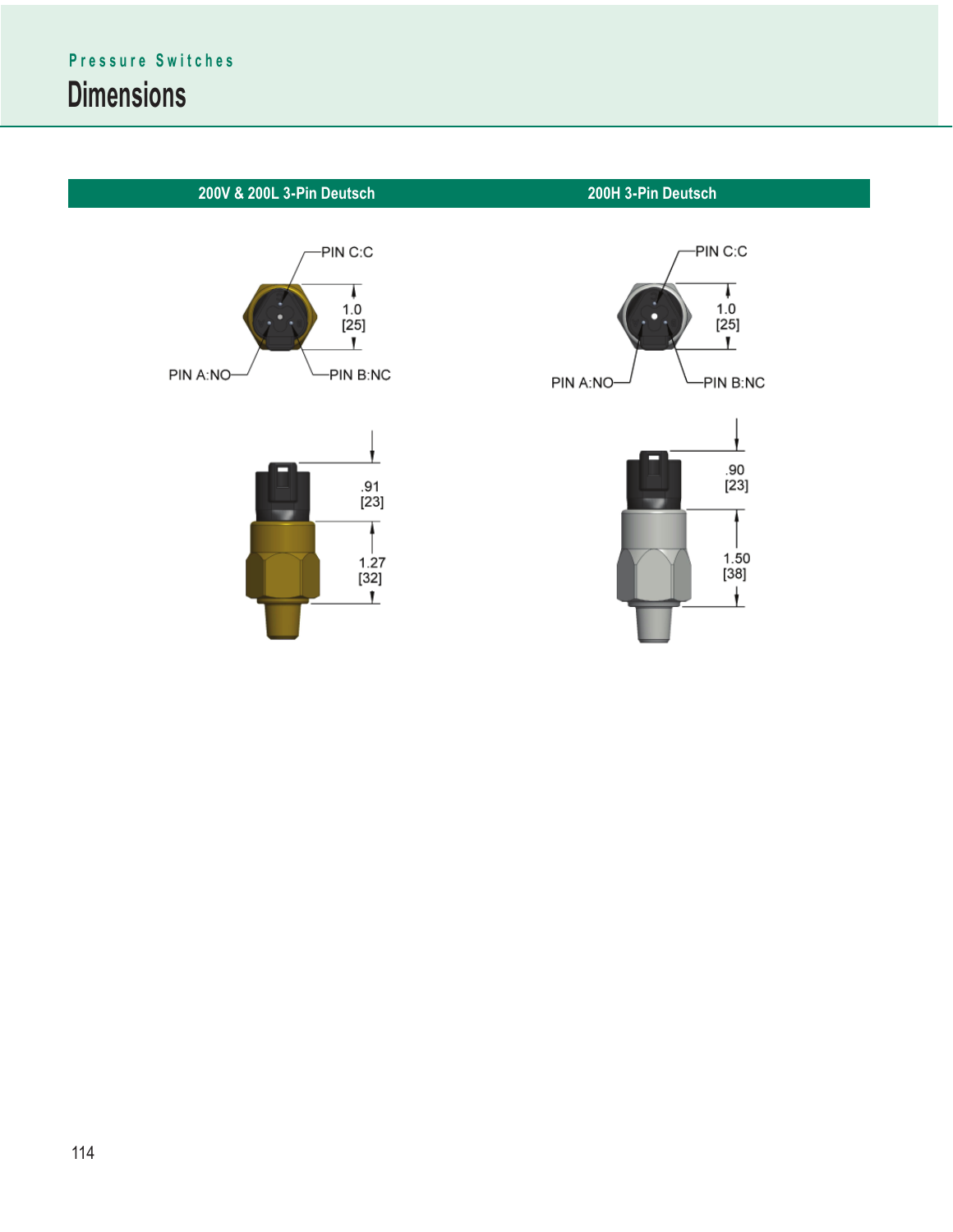Pressure Switches

# Dimensions

| 200V & 200L 3-Pin Deutsch | 200H 3-Pin Deutsch |
| --- | --- |

**200V & 200L 3-Pin Deutsch**

PIN C:C

1.0
[25]

PIN A:NO

PIN B:NC

.91
[23]

1.27
[32]

**200H 3-Pin Deutsch**

PIN C:C

1.0
[25]

PIN A:NO

PIN B:NC

.90
[23]

1.50
[38]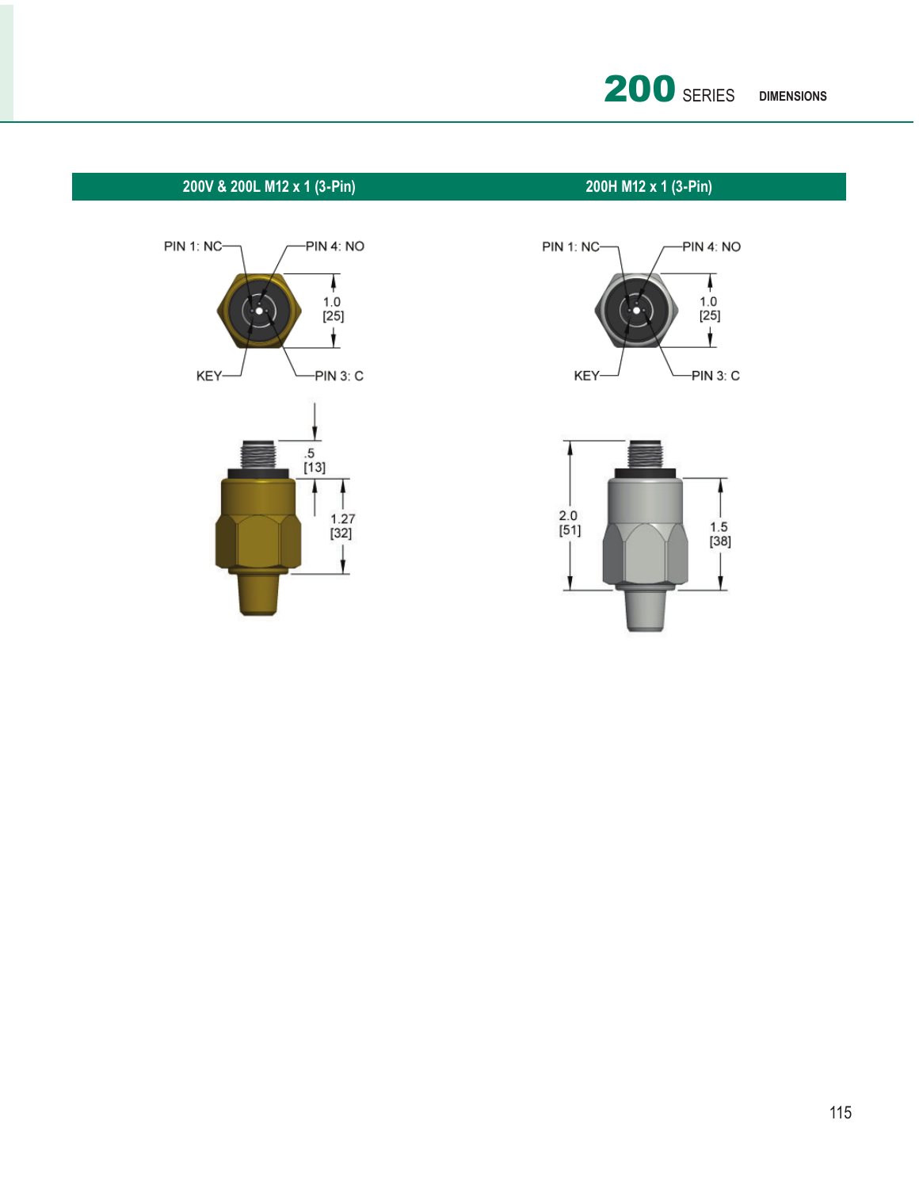## 200V & 200L M12 x 1 (3-Pin)

PIN 1: NC

PIN 4: NO

KEY

PIN 3: C

1.0
[25]

.5
[13]

1.27
[32]

## 200H M12 x 1 (3-Pin)

PIN 1: NC

PIN 4: NO

KEY

PIN 3: C

1.0
[25]

2.0
[51]

1.5
[38]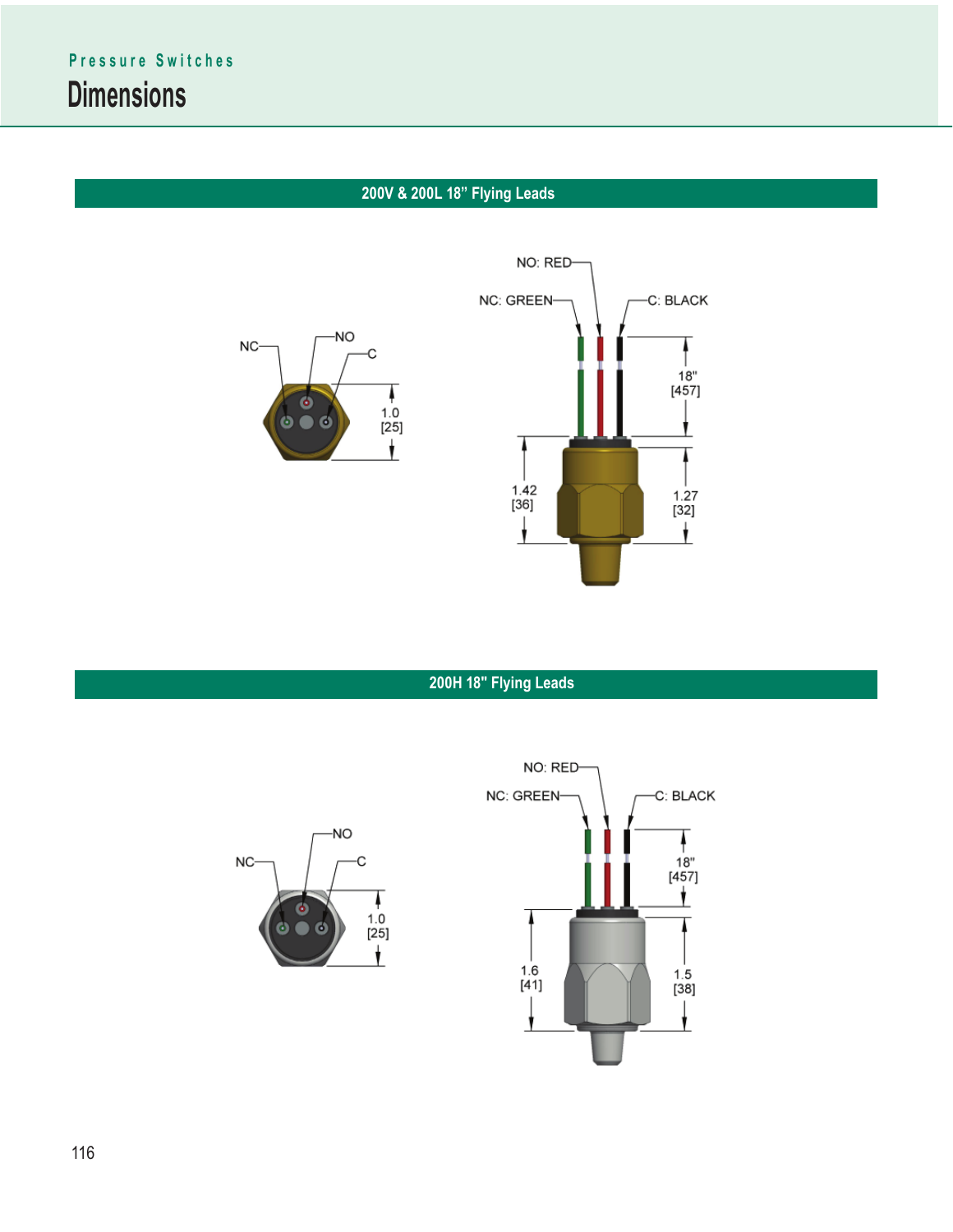## Pressure Switches

# Dimensions

## 200V & 200L 18" Flying Leads

NC — NO — C

1.0 [25]

NO: RED

NC: GREEN

C: BLACK

18" [457]

1.42 [36]

1.27 [32]

## 200H 18" Flying Leads

NC — NO — C

1.0 [25]

NO: RED

NC: GREEN

C: BLACK

18" [457]

1.6 [41]

1.5 [38]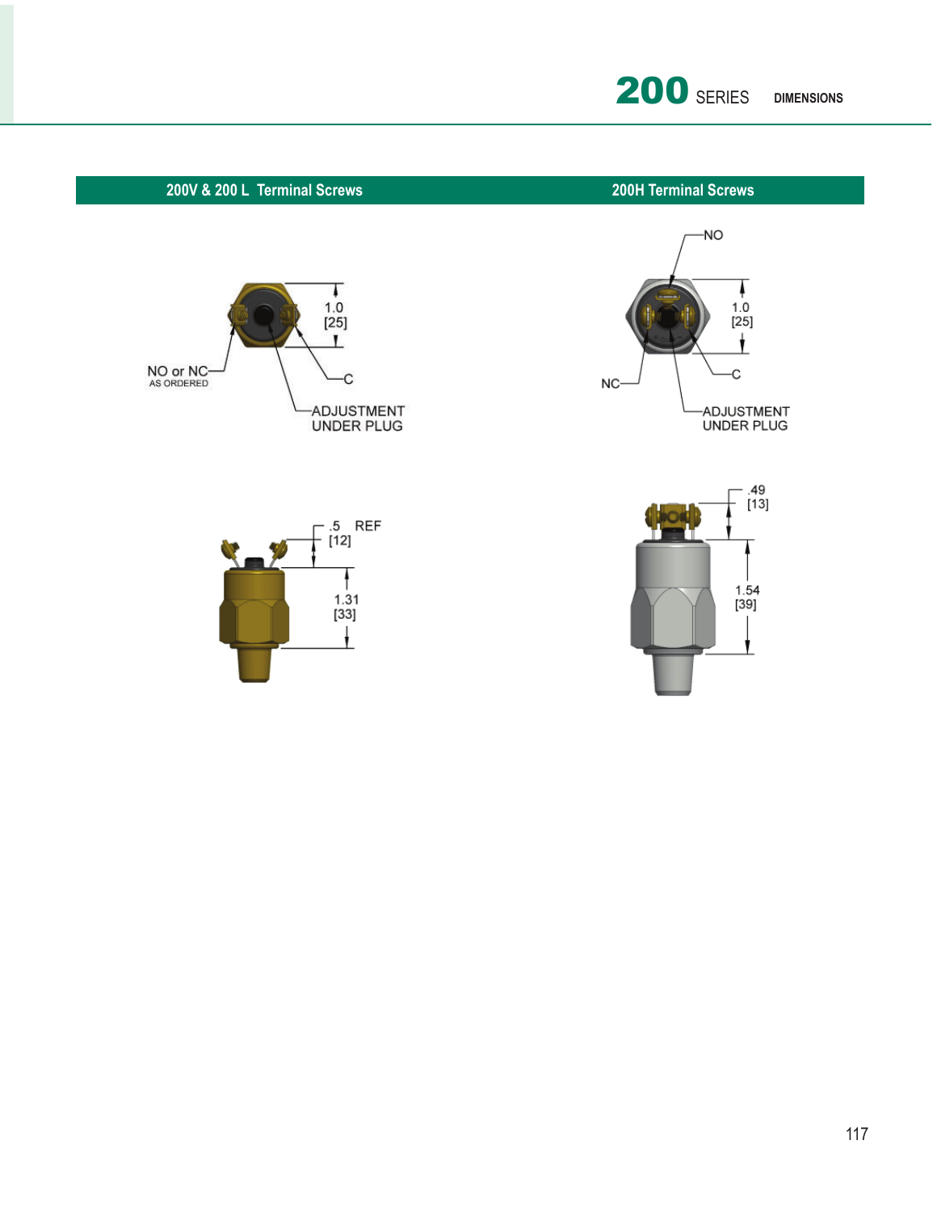## 200V & 200 L Terminal Screws

1.0
[25]

NO or NC
AS ORDERED

C

ADJUSTMENT
UNDER PLUG

.5 REF
[12]

1.31
[33]

## 200H Terminal Screws

NO

1.0
[25]

NC

C

ADJUSTMENT
UNDER PLUG

.49
[13]

1.54
[39]